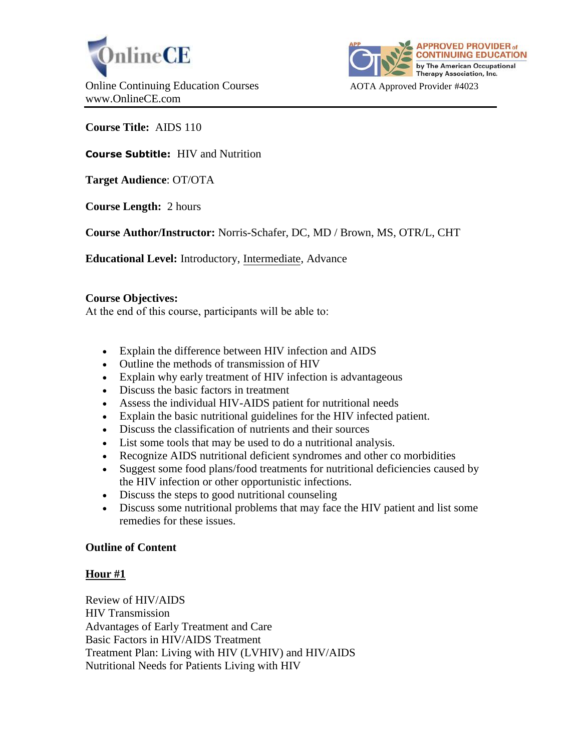OnlineCE

Online Continuing Education Courses
www.OnlineCE.com

APPROVED PROVIDER of CONTINUING EDUCATION by The American Occupational Therapy Association, Inc.

AOTA Approved Provider #4023

**Course Title:** AIDS 110

**Course Subtitle:** HIV and Nutrition

**Target Audience**: OT/OTA

**Course Length:** 2 hours

**Course Author/Instructor:** Norris-Schafer, DC, MD / Brown, MS, OTR/L, CHT

**Educational Level:** Introductory, Intermediate, Advance

**Course Objectives:**
At the end of this course, participants will be able to:

- Explain the difference between HIV infection and AIDS
- Outline the methods of transmission of HIV
- Explain why early treatment of HIV infection is advantageous
- Discuss the basic factors in treatment
- Assess the individual HIV-AIDS patient for nutritional needs
- Explain the basic nutritional guidelines for the HIV infected patient.
- Discuss the classification of nutrients and their sources
- List some tools that may be used to do a nutritional analysis.
- Recognize AIDS nutritional deficient syndromes and other co morbidities
- Suggest some food plans/food treatments for nutritional deficiencies caused by the HIV infection or other opportunistic infections.
- Discuss the steps to good nutritional counseling
- Discuss some nutritional problems that may face the HIV patient and list some remedies for these issues.

**Outline of Content**

**Hour #1**

Review of HIV/AIDS
HIV Transmission
Advantages of Early Treatment and Care
Basic Factors in HIV/AIDS Treatment
Treatment Plan: Living with HIV (LVHIV) and HIV/AIDS
Nutritional Needs for Patients Living with HIV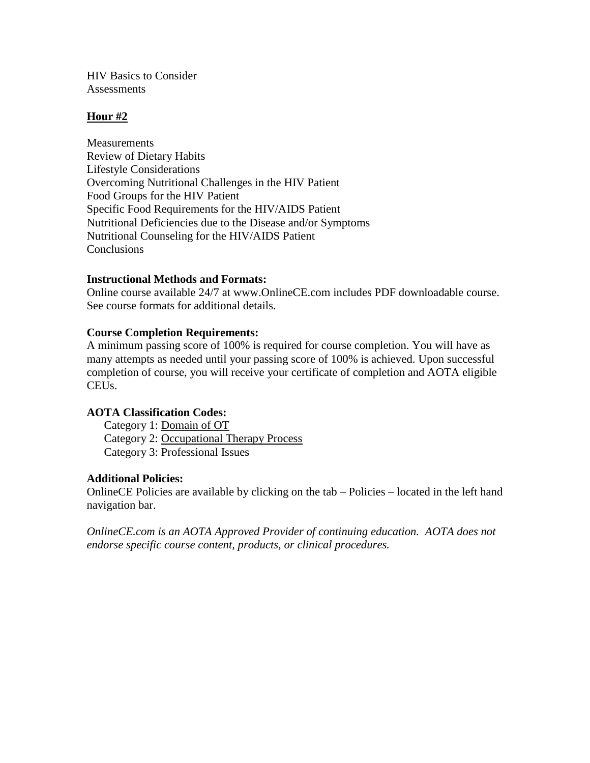HIV Basics to Consider
Assessments

**Hour #2**

Measurements
Review of Dietary Habits
Lifestyle Considerations
Overcoming Nutritional Challenges in the HIV Patient
Food Groups for the HIV Patient
Specific Food Requirements for the HIV/AIDS Patient
Nutritional Deficiencies due to the Disease and/or Symptoms
Nutritional Counseling for the HIV/AIDS Patient
Conclusions

**Instructional Methods and Formats:**
Online course available 24/7 at www.OnlineCE.com includes PDF downloadable course. See course formats for additional details.

**Course Completion Requirements:**
A minimum passing score of 100% is required for course completion. You will have as many attempts as needed until your passing score of 100% is achieved. Upon successful completion of course, you will receive your certificate of completion and AOTA eligible CEUs.

**AOTA Classification Codes:**

Category 1: Domain of OT
Category 2: Occupational Therapy Process
Category 3: Professional Issues

**Additional Policies:**
OnlineCE Policies are available by clicking on the tab – Policies – located in the left hand navigation bar.

*OnlineCE.com is an AOTA Approved Provider of continuing education. AOTA does not endorse specific course content, products, or clinical procedures.*